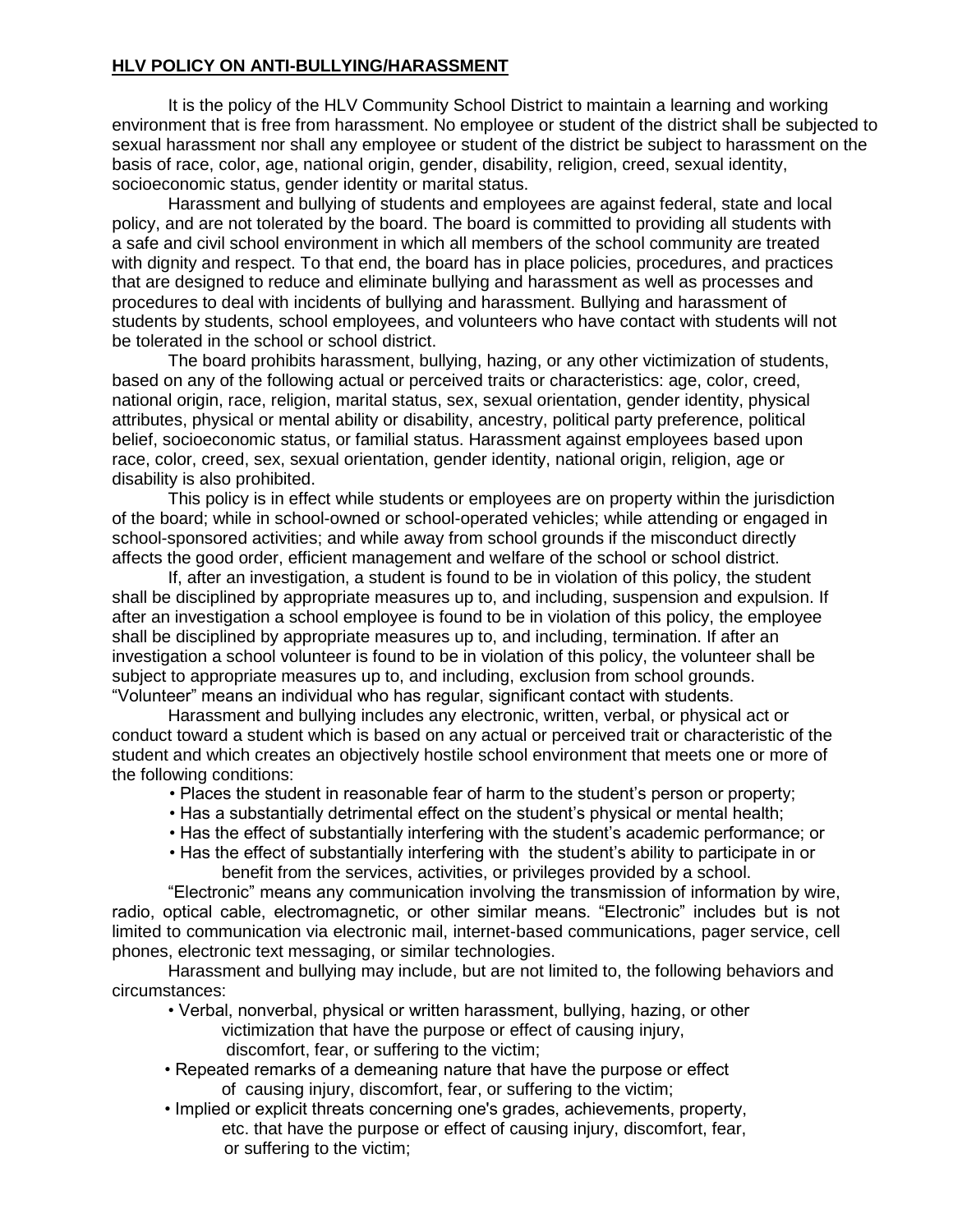**HLV POLICY ON ANTI-BULLYING/HARASSMENT**

It is the policy of the HLV Community School District to maintain a learning and working environment that is free from harassment. No employee or student of the district shall be subjected to sexual harassment nor shall any employee or student of the district be subject to harassment on the basis of race, color, age, national origin, gender, disability, religion, creed, sexual identity, socioeconomic status, gender identity or marital status.

Harassment and bullying of students and employees are against federal, state and local policy, and are not tolerated by the board. The board is committed to providing all students with a safe and civil school environment in which all members of the school community are treated with dignity and respect. To that end, the board has in place policies, procedures, and practices that are designed to reduce and eliminate bullying and harassment as well as processes and procedures to deal with incidents of bullying and harassment. Bullying and harassment of students by students, school employees, and volunteers who have contact with students will not be tolerated in the school or school district.

The board prohibits harassment, bullying, hazing, or any other victimization of students, based on any of the following actual or perceived traits or characteristics: age, color, creed, national origin, race, religion, marital status, sex, sexual orientation, gender identity, physical attributes, physical or mental ability or disability, ancestry, political party preference, political belief, socioeconomic status, or familial status. Harassment against employees based upon race, color, creed, sex, sexual orientation, gender identity, national origin, religion, age or disability is also prohibited.

This policy is in effect while students or employees are on property within the jurisdiction of the board; while in school-owned or school-operated vehicles; while attending or engaged in school-sponsored activities; and while away from school grounds if the misconduct directly affects the good order, efficient management and welfare of the school or school district.

If, after an investigation, a student is found to be in violation of this policy, the student shall be disciplined by appropriate measures up to, and including, suspension and expulsion. If after an investigation a school employee is found to be in violation of this policy, the employee shall be disciplined by appropriate measures up to, and including, termination. If after an investigation a school volunteer is found to be in violation of this policy, the volunteer shall be subject to appropriate measures up to, and including, exclusion from school grounds. "Volunteer" means an individual who has regular, significant contact with students.

Harassment and bullying includes any electronic, written, verbal, or physical act or conduct toward a student which is based on any actual or perceived trait or characteristic of the student and which creates an objectively hostile school environment that meets one or more of the following conditions:

- Places the student in reasonable fear of harm to the student's person or property;
- Has a substantially detrimental effect on the student's physical or mental health;
- Has the effect of substantially interfering with the student's academic performance; or
- Has the effect of substantially interfering with the student's ability to participate in or benefit from the services, activities, or privileges provided by a school.

"Electronic" means any communication involving the transmission of information by wire, radio, optical cable, electromagnetic, or other similar means. "Electronic" includes but is not limited to communication via electronic mail, internet-based communications, pager service, cell phones, electronic text messaging, or similar technologies.

Harassment and bullying may include, but are not limited to, the following behaviors and circumstances:

- Verbal, nonverbal, physical or written harassment, bullying, hazing, or other victimization that have the purpose or effect of causing injury, discomfort, fear, or suffering to the victim;
- Repeated remarks of a demeaning nature that have the purpose or effect of causing injury, discomfort, fear, or suffering to the victim;
- Implied or explicit threats concerning one's grades, achievements, property, etc. that have the purpose or effect of causing injury, discomfort, fear, or suffering to the victim;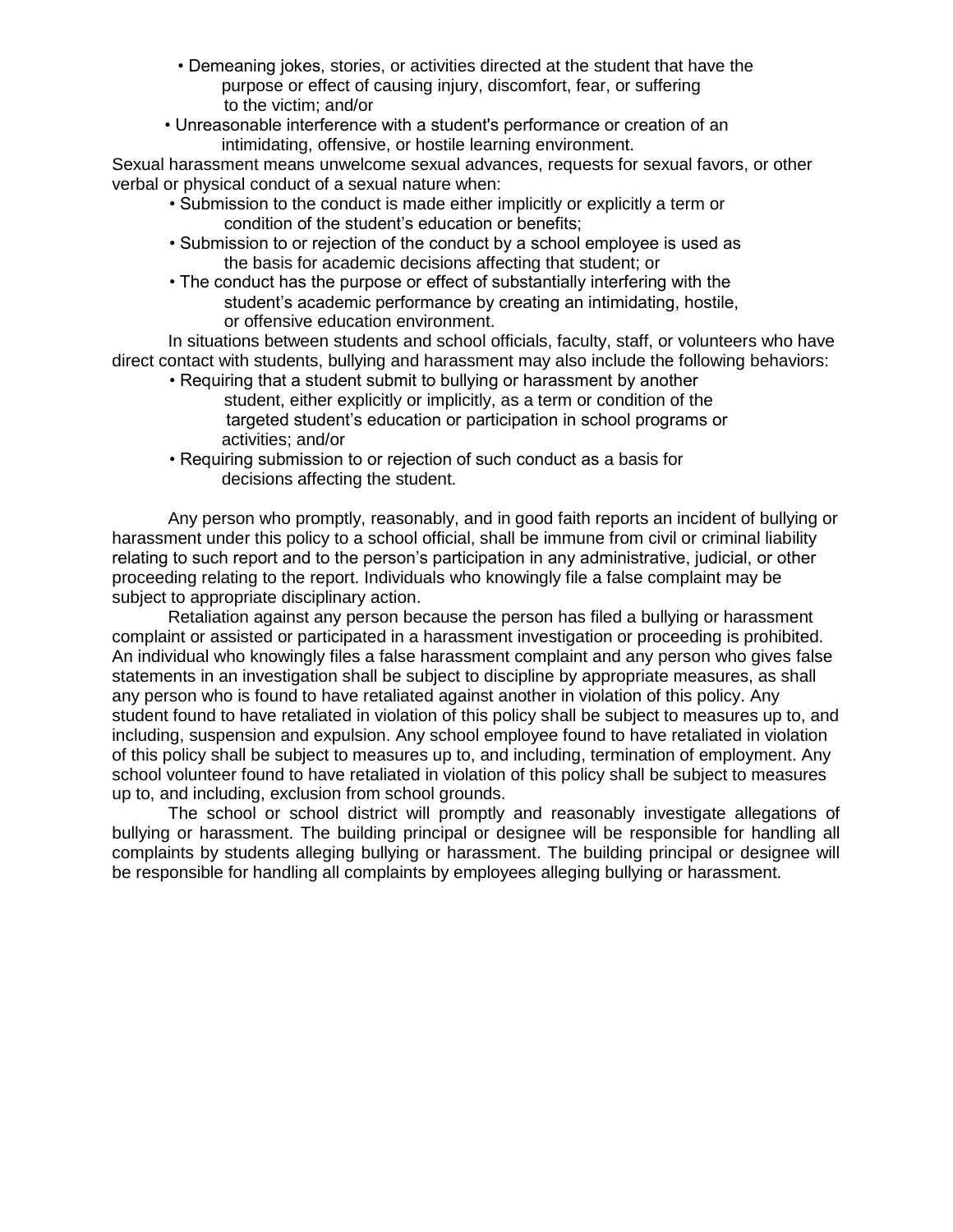- Demeaning jokes, stories, or activities directed at the student that have the purpose or effect of causing injury, discomfort, fear, or suffering to the victim; and/or
- Unreasonable interference with a student's performance or creation of an intimidating, offensive, or hostile learning environment.

Sexual harassment means unwelcome sexual advances, requests for sexual favors, or other verbal or physical conduct of a sexual nature when:

- Submission to the conduct is made either implicitly or explicitly a term or condition of the student's education or benefits;
- Submission to or rejection of the conduct by a school employee is used as the basis for academic decisions affecting that student; or
- The conduct has the purpose or effect of substantially interfering with the student's academic performance by creating an intimidating, hostile, or offensive education environment.

In situations between students and school officials, faculty, staff, or volunteers who have direct contact with students, bullying and harassment may also include the following behaviors:

- Requiring that a student submit to bullying or harassment by another student, either explicitly or implicitly, as a term or condition of the targeted student's education or participation in school programs or activities; and/or
- Requiring submission to or rejection of such conduct as a basis for decisions affecting the student.

Any person who promptly, reasonably, and in good faith reports an incident of bullying or harassment under this policy to a school official, shall be immune from civil or criminal liability relating to such report and to the person's participation in any administrative, judicial, or other proceeding relating to the report. Individuals who knowingly file a false complaint may be subject to appropriate disciplinary action.

Retaliation against any person because the person has filed a bullying or harassment complaint or assisted or participated in a harassment investigation or proceeding is prohibited. An individual who knowingly files a false harassment complaint and any person who gives false statements in an investigation shall be subject to discipline by appropriate measures, as shall any person who is found to have retaliated against another in violation of this policy. Any student found to have retaliated in violation of this policy shall be subject to measures up to, and including, suspension and expulsion. Any school employee found to have retaliated in violation of this policy shall be subject to measures up to, and including, termination of employment. Any school volunteer found to have retaliated in violation of this policy shall be subject to measures up to, and including, exclusion from school grounds.

The school or school district will promptly and reasonably investigate allegations of bullying or harassment. The building principal or designee will be responsible for handling all complaints by students alleging bullying or harassment. The building principal or designee will be responsible for handling all complaints by employees alleging bullying or harassment.